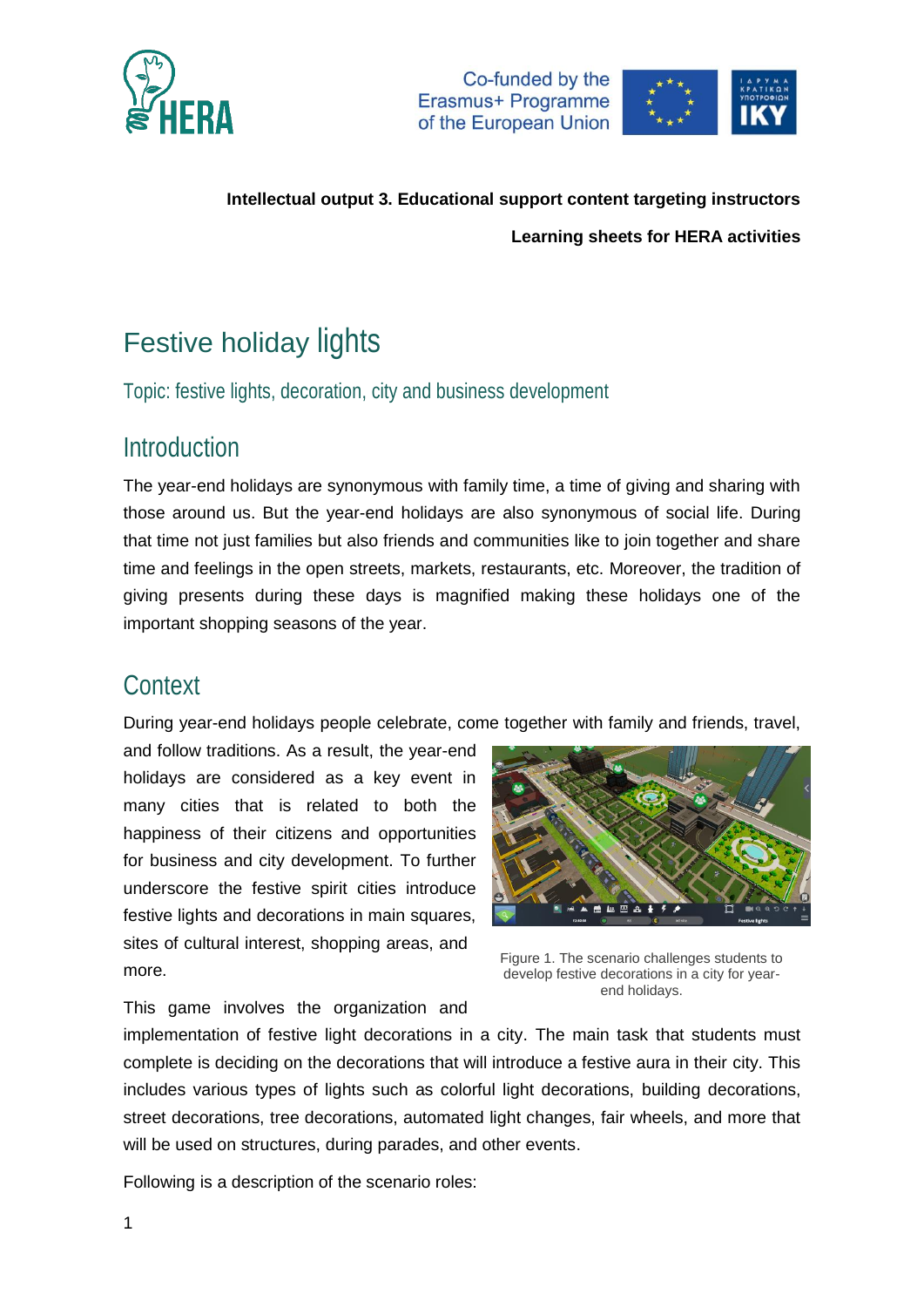**Intellectual output 3. Educational support content targeting instructors**

**Learning sheets for HERA activities**

# Festive holiday lights

Topic: festive lights, decoration, city and business development

## Introduction

The year-end holidays are synonymous with family time, a time of giving and sharing with those around us. But the year-end holidays are also synonymous of social life. During that time not just families but also friends and communities like to join together and share time and feelings in the open streets, markets, restaurants, etc. Moreover, the tradition of giving presents during these days is magnified making these holidays one of the important shopping seasons of the year.

## Context

During year-end holidays people celebrate, come together with family and friends, travel, and follow traditions. As a result, the year-end holidays are considered as a key event in many cities that is related to both the happiness of their citizens and opportunities for business and city development. To further underscore the festive spirit cities introduce festive lights and decorations in main squares, sites of cultural interest, shopping areas, and more.

Figure 1. The scenario challenges students to develop festive decorations in a city for year-end holidays.

This game involves the organization and implementation of festive light decorations in a city. The main task that students must complete is deciding on the decorations that will introduce a festive aura in their city. This includes various types of lights such as colorful light decorations, building decorations, street decorations, tree decorations, automated light changes, fair wheels, and more that will be used on structures, during parades, and other events.

Following is a description of the scenario roles: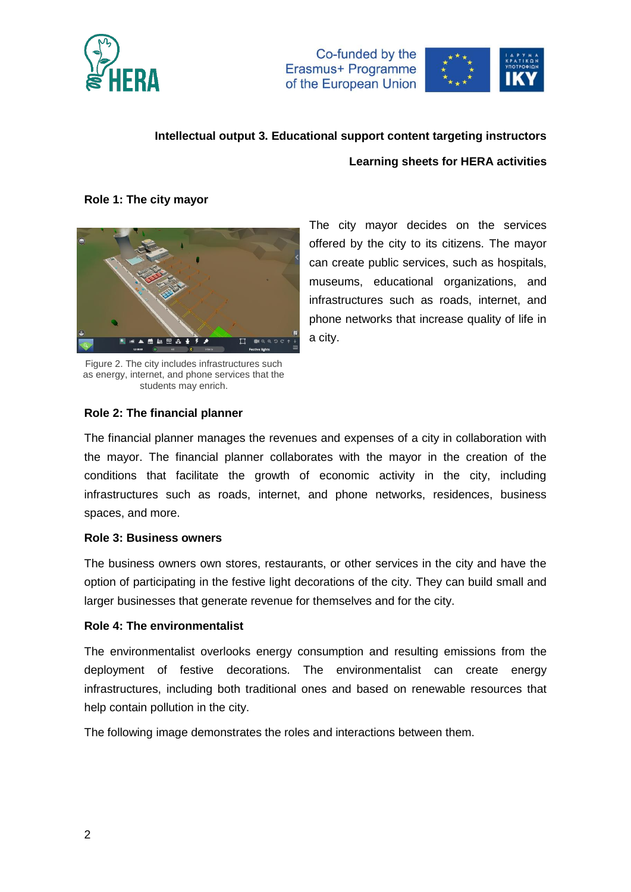**Intellectual output 3. Educational support content targeting instructors**

**Learning sheets for HERA activities**

### Role 1: The city mayor

The city mayor decides on the services offered by the city to its citizens. The mayor can create public services, such as hospitals, museums, educational organizations, and infrastructures such as roads, internet, and phone networks that increase quality of life in a city.

Figure 2. The city includes infrastructures such as energy, internet, and phone services that the students may enrich.

### Role 2: The financial planner

The financial planner manages the revenues and expenses of a city in collaboration with the mayor. The financial planner collaborates with the mayor in the creation of the conditions that facilitate the growth of economic activity in the city, including infrastructures such as roads, internet, and phone networks, residences, business spaces, and more.

### Role 3: Business owners

The business owners own stores, restaurants, or other services in the city and have the option of participating in the festive light decorations of the city. They can build small and larger businesses that generate revenue for themselves and for the city.

### Role 4: The environmentalist

The environmentalist overlooks energy consumption and resulting emissions from the deployment of festive decorations. The environmentalist can create energy infrastructures, including both traditional ones and based on renewable resources that help contain pollution in the city.

The following image demonstrates the roles and interactions between them.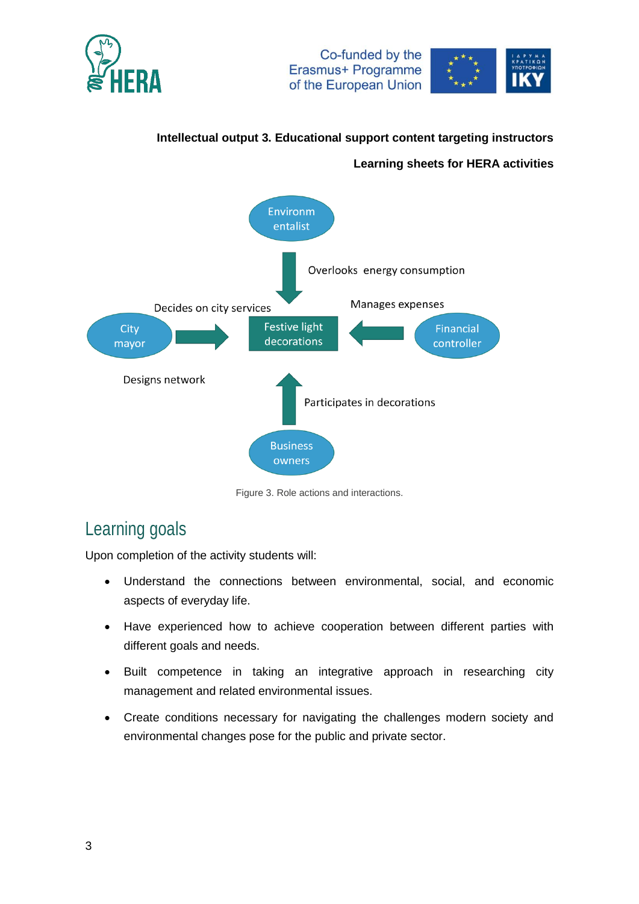**Intellectual output 3. Educational support content targeting instructors**

**Learning sheets for HERA activities**

Environmentalist

Overlooks energy consumption

Decides on city services

Manages expenses

City mayor

Festive light decorations

Financial controller

Designs network

Participates in decorations

Business owners

Figure 3. Role actions and interactions.

## Learning goals

Upon completion of the activity students will:

- Understand the connections between environmental, social, and economic aspects of everyday life.
- Have experienced how to achieve cooperation between different parties with different goals and needs.
- Built competence in taking an integrative approach in researching city management and related environmental issues.
- Create conditions necessary for navigating the challenges modern society and environmental changes pose for the public and private sector.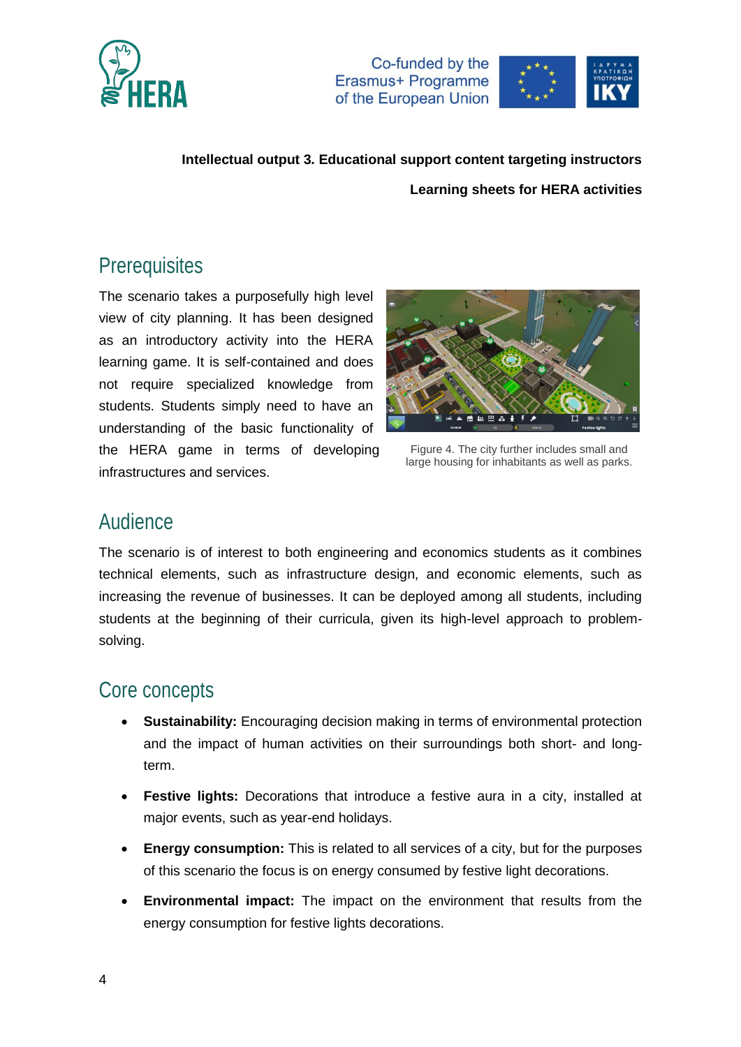Intellectual output 3. Educational support content targeting instructors

Learning sheets for HERA activities

## Prerequisites

The scenario takes a purposefully high level view of city planning. It has been designed as an introductory activity into the HERA learning game. It is self-contained and does not require specialized knowledge from students. Students simply need to have an understanding of the basic functionality of the HERA game in terms of developing infrastructures and services.

Figure 4. The city further includes small and large housing for inhabitants as well as parks.

## Audience

The scenario is of interest to both engineering and economics students as it combines technical elements, such as infrastructure design, and economic elements, such as increasing the revenue of businesses. It can be deployed among all students, including students at the beginning of their curricula, given its high-level approach to problem-solving.

## Core concepts

- **Sustainability:** Encouraging decision making in terms of environmental protection and the impact of human activities on their surroundings both short- and long-term.
- **Festive lights:** Decorations that introduce a festive aura in a city, installed at major events, such as year-end holidays.
- **Energy consumption:** This is related to all services of a city, but for the purposes of this scenario the focus is on energy consumed by festive light decorations.
- **Environmental impact:** The impact on the environment that results from the energy consumption for festive lights decorations.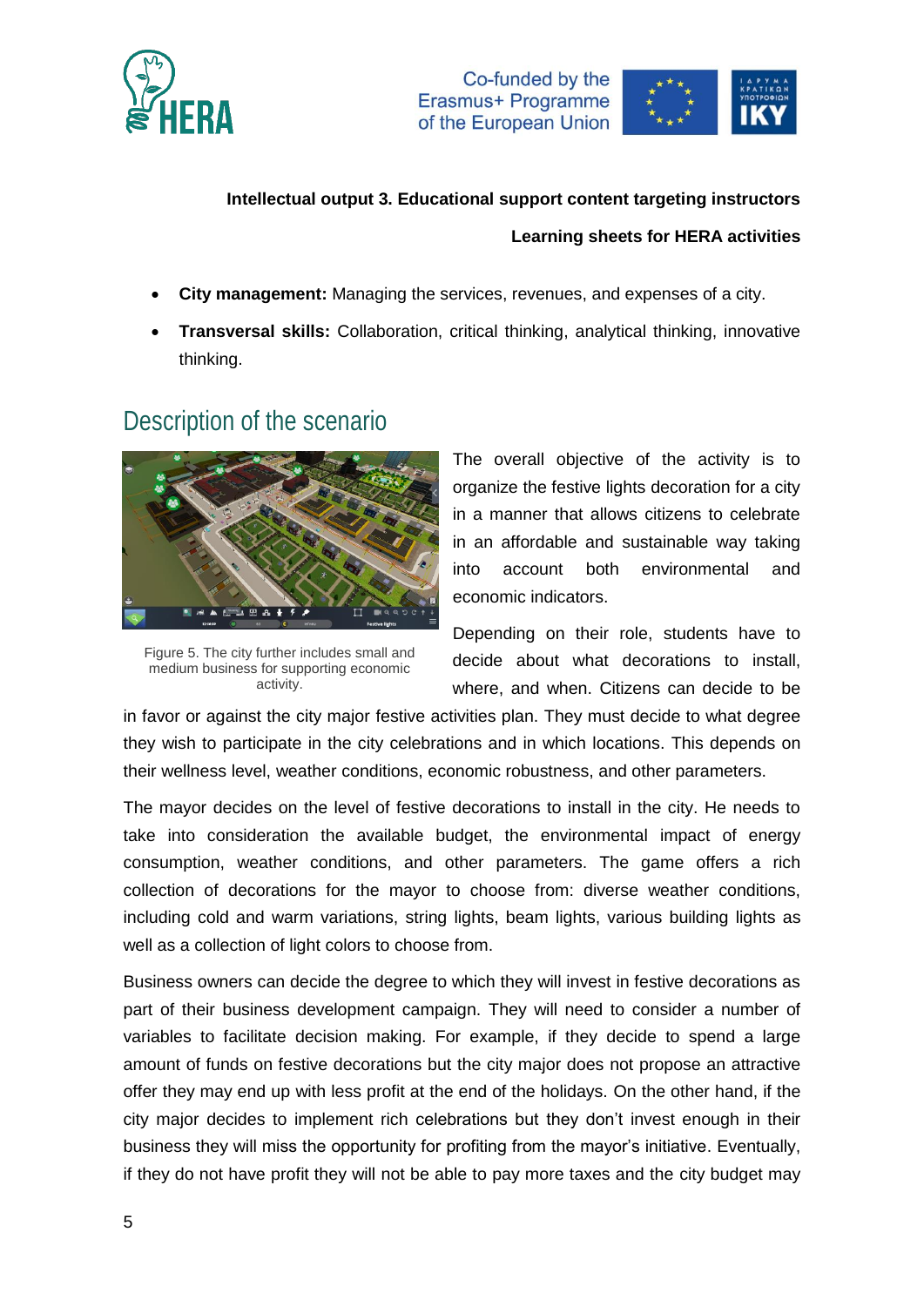- **City management:** Managing the services, revenues, and expenses of a city.
- **Transversal skills:** Collaboration, critical thinking, analytical thinking, innovative thinking.

## Description of the scenario

Figure 5. The city further includes small and medium business for supporting economic activity.

The overall objective of the activity is to organize the festive lights decoration for a city in a manner that allows citizens to celebrate in an affordable and sustainable way taking into account both environmental and economic indicators.

Depending on their role, students have to decide about what decorations to install, where, and when. Citizens can decide to be in favor or against the city major festive activities plan. They must decide to what degree they wish to participate in the city celebrations and in which locations. This depends on their wellness level, weather conditions, economic robustness, and other parameters.

The mayor decides on the level of festive decorations to install in the city. He needs to take into consideration the available budget, the environmental impact of energy consumption, weather conditions, and other parameters. The game offers a rich collection of decorations for the mayor to choose from: diverse weather conditions, including cold and warm variations, string lights, beam lights, various building lights as well as a collection of light colors to choose from.

Business owners can decide the degree to which they will invest in festive decorations as part of their business development campaign. They will need to consider a number of variables to facilitate decision making. For example, if they decide to spend a large amount of funds on festive decorations but the city major does not propose an attractive offer they may end up with less profit at the end of the holidays. On the other hand, if the city major decides to implement rich celebrations but they don't invest enough in their business they will miss the opportunity for profiting from the mayor's initiative. Eventually, if they do not have profit they will not be able to pay more taxes and the city budget may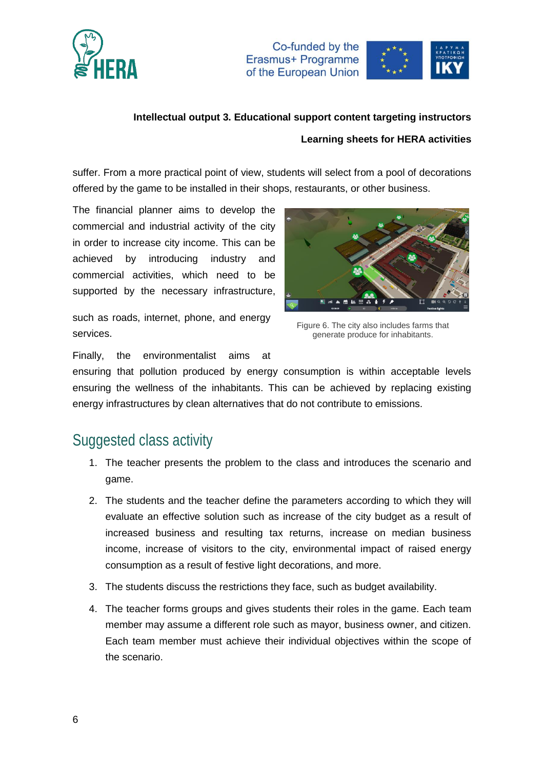suffer. From a more practical point of view, students will select from a pool of decorations offered by the game to be installed in their shops, restaurants, or other business.

The financial planner aims to develop the commercial and industrial activity of the city in order to increase city income. This can be achieved by introducing industry and commercial activities, which need to be supported by the necessary infrastructure, such as roads, internet, phone, and energy services.

Figure 6. The city also includes farms that generate produce for inhabitants.

Finally, the environmentalist aims at ensuring that pollution produced by energy consumption is within acceptable levels ensuring the wellness of the inhabitants. This can be achieved by replacing existing energy infrastructures by clean alternatives that do not contribute to emissions.

## Suggested class activity

1. The teacher presents the problem to the class and introduces the scenario and game.
2. The students and the teacher define the parameters according to which they will evaluate an effective solution such as increase of the city budget as a result of increased business and resulting tax returns, increase on median business income, increase of visitors to the city, environmental impact of raised energy consumption as a result of festive light decorations, and more.
3. The students discuss the restrictions they face, such as budget availability.
4. The teacher forms groups and gives students their roles in the game. Each team member may assume a different role such as mayor, business owner, and citizen. Each team member must achieve their individual objectives within the scope of the scenario.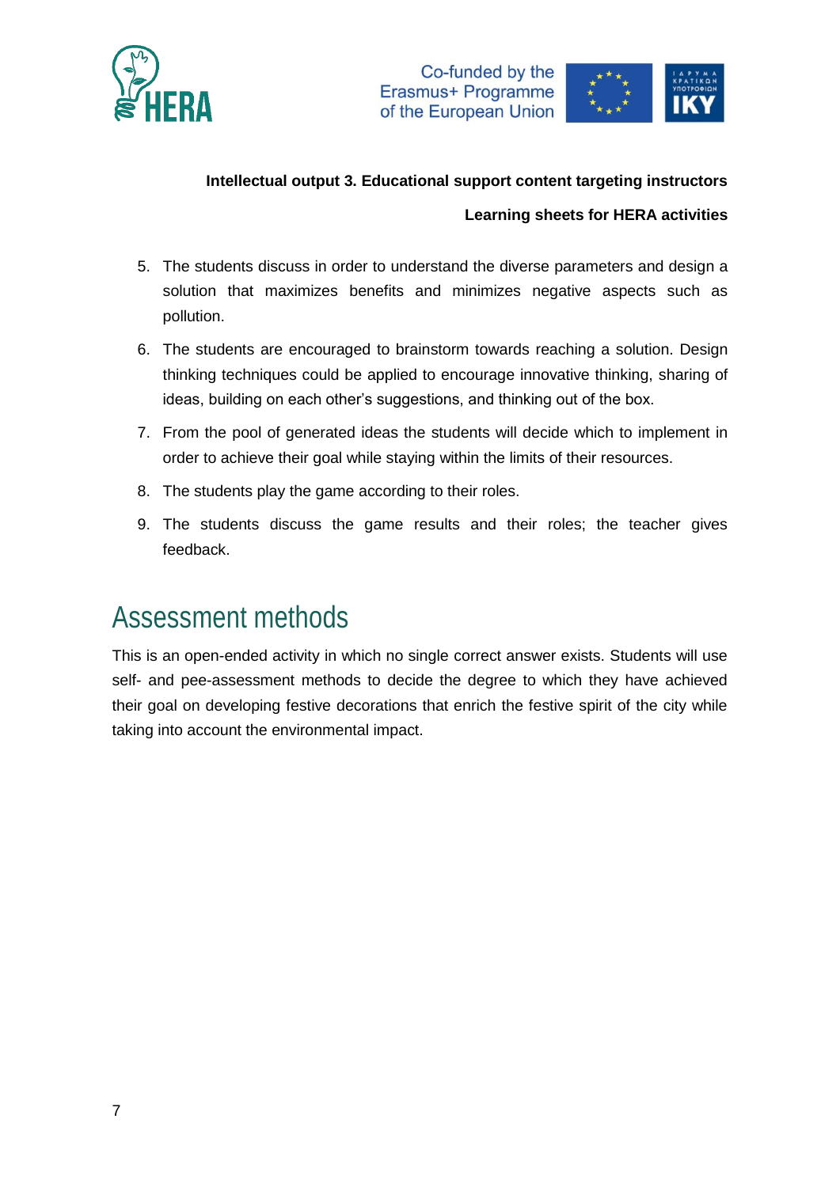5. The students discuss in order to understand the diverse parameters and design a solution that maximizes benefits and minimizes negative aspects such as pollution.
6. The students are encouraged to brainstorm towards reaching a solution. Design thinking techniques could be applied to encourage innovative thinking, sharing of ideas, building on each other's suggestions, and thinking out of the box.
7. From the pool of generated ideas the students will decide which to implement in order to achieve their goal while staying within the limits of their resources.
8. The students play the game according to their roles.
9. The students discuss the game results and their roles; the teacher gives feedback.

# Assessment methods

This is an open-ended activity in which no single correct answer exists. Students will use self- and pee-assessment methods to decide the degree to which they have achieved their goal on developing festive decorations that enrich the festive spirit of the city while taking into account the environmental impact.